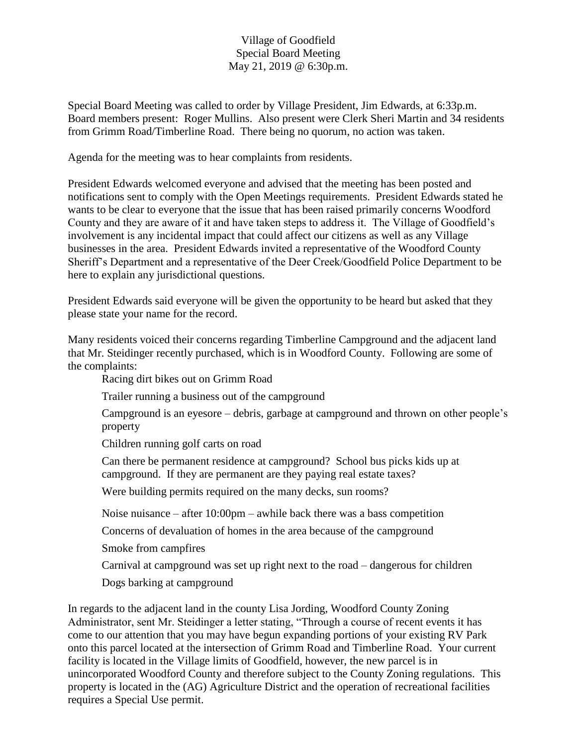Village of Goodfield
Special Board Meeting
May 21, 2019 @ 6:30p.m.

Special Board Meeting was called to order by Village President, Jim Edwards, at 6:33p.m. Board members present: Roger Mullins. Also present were Clerk Sheri Martin and 34 residents from Grimm Road/Timberline Road. There being no quorum, no action was taken.

Agenda for the meeting was to hear complaints from residents.

President Edwards welcomed everyone and advised that the meeting has been posted and notifications sent to comply with the Open Meetings requirements. President Edwards stated he wants to be clear to everyone that the issue that has been raised primarily concerns Woodford County and they are aware of it and have taken steps to address it. The Village of Goodfield's involvement is any incidental impact that could affect our citizens as well as any Village businesses in the area. President Edwards invited a representative of the Woodford County Sheriff's Department and a representative of the Deer Creek/Goodfield Police Department to be here to explain any jurisdictional questions.

President Edwards said everyone will be given the opportunity to be heard but asked that they please state your name for the record.

Many residents voiced their concerns regarding Timberline Campground and the adjacent land that Mr. Steidinger recently purchased, which is in Woodford County. Following are some of the complaints:

- Racing dirt bikes out on Grimm Road
- Trailer running a business out of the campground
- Campground is an eyesore – debris, garbage at campground and thrown on other people's property
- Children running golf carts on road
- Can there be permanent residence at campground? School bus picks kids up at campground. If they are permanent are they paying real estate taxes?
- Were building permits required on the many decks, sun rooms?
- Noise nuisance – after 10:00pm – awhile back there was a bass competition
- Concerns of devaluation of homes in the area because of the campground
- Smoke from campfires
- Carnival at campground was set up right next to the road – dangerous for children
- Dogs barking at campground

In regards to the adjacent land in the county Lisa Jording, Woodford County Zoning Administrator, sent Mr. Steidinger a letter stating, "Through a course of recent events it has come to our attention that you may have begun expanding portions of your existing RV Park onto this parcel located at the intersection of Grimm Road and Timberline Road. Your current facility is located in the Village limits of Goodfield, however, the new parcel is in unincorporated Woodford County and therefore subject to the County Zoning regulations. This property is located in the (AG) Agriculture District and the operation of recreational facilities requires a Special Use permit.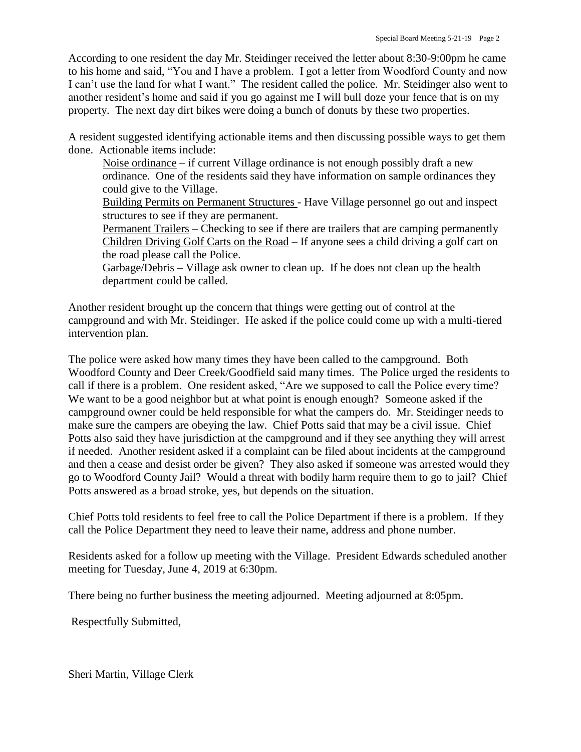According to one resident the day Mr. Steidinger received the letter about 8:30-9:00pm he came to his home and said, "You and I have a problem. I got a letter from Woodford County and now I can't use the land for what I want." The resident called the police. Mr. Steidinger also went to another resident's home and said if you go against me I will bull doze your fence that is on my property. The next day dirt bikes were doing a bunch of donuts by these two properties.

A resident suggested identifying actionable items and then discussing possible ways to get them done. Actionable items include:

<u>Noise ordinance</u> – if current Village ordinance is not enough possibly draft a new ordinance. One of the residents said they have information on sample ordinances they could give to the Village.

<u>Building Permits on Permanent Structures</u> - Have Village personnel go out and inspect structures to see if they are permanent.

<u>Permanent Trailers</u> – Checking to see if there are trailers that are camping permanently

<u>Children Driving Golf Carts on the Road</u> – If anyone sees a child driving a golf cart on the road please call the Police.

<u>Garbage/Debris</u> – Village ask owner to clean up. If he does not clean up the health department could be called.

Another resident brought up the concern that things were getting out of control at the campground and with Mr. Steidinger. He asked if the police could come up with a multi-tiered intervention plan.

The police were asked how many times they have been called to the campground. Both Woodford County and Deer Creek/Goodfield said many times. The Police urged the residents to call if there is a problem. One resident asked, "Are we supposed to call the Police every time? We want to be a good neighbor but at what point is enough enough? Someone asked if the campground owner could be held responsible for what the campers do. Mr. Steidinger needs to make sure the campers are obeying the law. Chief Potts said that may be a civil issue. Chief Potts also said they have jurisdiction at the campground and if they see anything they will arrest if needed. Another resident asked if a complaint can be filed about incidents at the campground and then a cease and desist order be given? They also asked if someone was arrested would they go to Woodford County Jail? Would a threat with bodily harm require them to go to jail? Chief Potts answered as a broad stroke, yes, but depends on the situation.

Chief Potts told residents to feel free to call the Police Department if there is a problem. If they call the Police Department they need to leave their name, address and phone number.

Residents asked for a follow up meeting with the Village. President Edwards scheduled another meeting for Tuesday, June 4, 2019 at 6:30pm.

There being no further business the meeting adjourned. Meeting adjourned at 8:05pm.

Respectfully Submitted,

Sheri Martin, Village Clerk